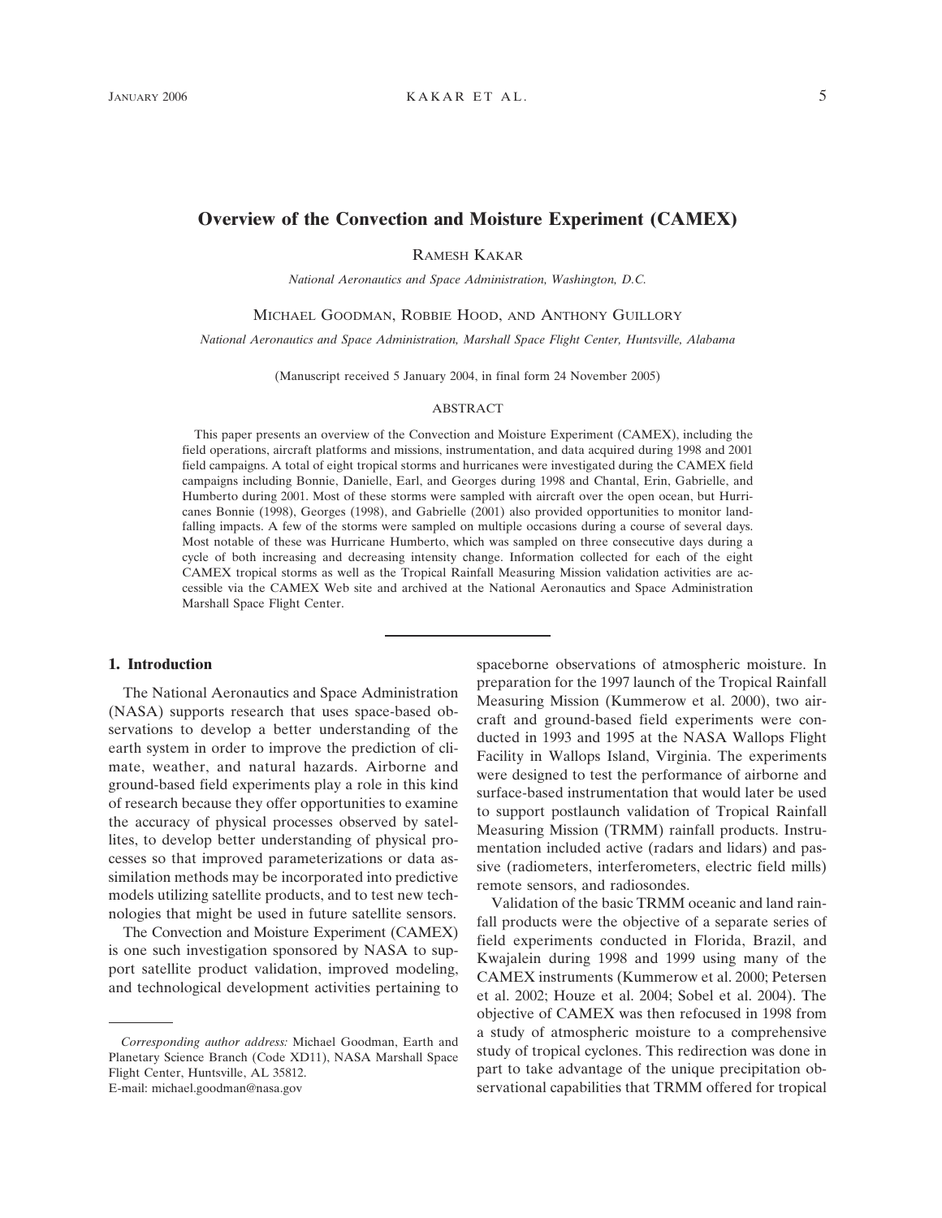# Overview of the Convection and Moisture Experiment (CAMEX)

RAMESH KAKAR

*National Aeronautics and Space Administration, Washington, D.C.*

MICHAEL GOODMAN, ROBBIE HOOD, AND ANTHONY GUILLORY

*National Aeronautics and Space Administration, Marshall Space Flight Center, Huntsville, Alabama*

(Manuscript received 5 January 2004, in final form 24 November 2005)

## ABSTRACT

This paper presents an overview of the Convection and Moisture Experiment (CAMEX), including the field operations, aircraft platforms and missions, instrumentation, and data acquired during 1998 and 2001 field campaigns. A total of eight tropical storms and hurricanes were investigated during the CAMEX field campaigns including Bonnie, Danielle, Earl, and Georges during 1998 and Chantal, Erin, Gabrielle, and Humberto during 2001. Most of these storms were sampled with aircraft over the open ocean, but Hurricanes Bonnie (1998), Georges (1998), and Gabrielle (2001) also provided opportunities to monitor landfalling impacts. A few of the storms were sampled on multiple occasions during a course of several days. Most notable of these was Hurricane Humberto, which was sampled on three consecutive days during a cycle of both increasing and decreasing intensity change. Information collected for each of the eight CAMEX tropical storms as well as the Tropical Rainfall Measuring Mission validation activities are accessible via the CAMEX Web site and archived at the National Aeronautics and Space Administration Marshall Space Flight Center.

## 1. Introduction

The National Aeronautics and Space Administration (NASA) supports research that uses space-based observations to develop a better understanding of the earth system in order to improve the prediction of climate, weather, and natural hazards. Airborne and ground-based field experiments play a role in this kind of research because they offer opportunities to examine the accuracy of physical processes observed by satellites, to develop better understanding of physical processes so that improved parameterizations or data assimilation methods may be incorporated into predictive models utilizing satellite products, and to test new technologies that might be used in future satellite sensors.

The Convection and Moisture Experiment (CAMEX) is one such investigation sponsored by NASA to support satellite product validation, improved modeling, and technological development activities pertaining to spaceborne observations of atmospheric moisture. In preparation for the 1997 launch of the Tropical Rainfall Measuring Mission (Kummerow et al. 2000), two aircraft and ground-based field experiments were conducted in 1993 and 1995 at the NASA Wallops Flight Facility in Wallops Island, Virginia. The experiments were designed to test the performance of airborne and surface-based instrumentation that would later be used to support postlaunch validation of Tropical Rainfall Measuring Mission (TRMM) rainfall products. Instrumentation included active (radars and lidars) and passive (radiometers, interferometers, electric field mills) remote sensors, and radiosondes.

Validation of the basic TRMM oceanic and land rainfall products were the objective of a separate series of field experiments conducted in Florida, Brazil, and Kwajalein during 1998 and 1999 using many of the CAMEX instruments (Kummerow et al. 2000; Petersen et al. 2002; Houze et al. 2004; Sobel et al. 2004). The objective of CAMEX was then refocused in 1998 from a study of atmospheric moisture to a comprehensive study of tropical cyclones. This redirection was done in part to take advantage of the unique precipitation observational capabilities that TRMM offered for tropical

*Corresponding author address:* Michael Goodman, Earth and Planetary Science Branch (Code XD11), NASA Marshall Space Flight Center, Huntsville, AL 35812.
E-mail: michael.goodman@nasa.gov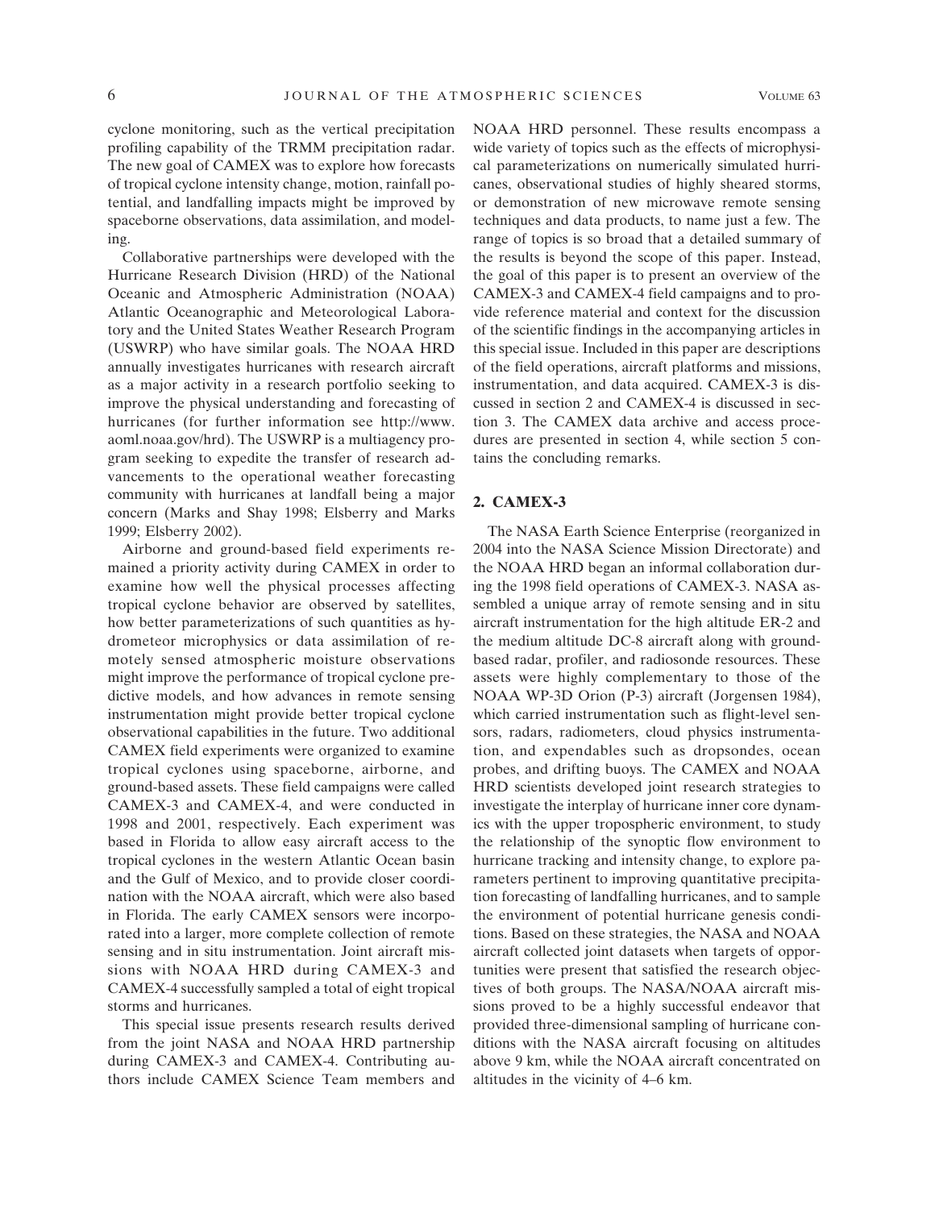cyclone monitoring, such as the vertical precipitation profiling capability of the TRMM precipitation radar. The new goal of CAMEX was to explore how forecasts of tropical cyclone intensity change, motion, rainfall potential, and landfalling impacts might be improved by spaceborne observations, data assimilation, and modeling.

Collaborative partnerships were developed with the Hurricane Research Division (HRD) of the National Oceanic and Atmospheric Administration (NOAA) Atlantic Oceanographic and Meteorological Laboratory and the United States Weather Research Program (USWRP) who have similar goals. The NOAA HRD annually investigates hurricanes with research aircraft as a major activity in a research portfolio seeking to improve the physical understanding and forecasting of hurricanes (for further information see http://www.aoml.noaa.gov/hrd). The USWRP is a multiagency program seeking to expedite the transfer of research advancements to the operational weather forecasting community with hurricanes at landfall being a major concern (Marks and Shay 1998; Elsberry and Marks 1999; Elsberry 2002).

Airborne and ground-based field experiments remained a priority activity during CAMEX in order to examine how well the physical processes affecting tropical cyclone behavior are observed by satellites, how better parameterizations of such quantities as hydrometeor microphysics or data assimilation of remotely sensed atmospheric moisture observations might improve the performance of tropical cyclone predictive models, and how advances in remote sensing instrumentation might provide better tropical cyclone observational capabilities in the future. Two additional CAMEX field experiments were organized to examine tropical cyclones using spaceborne, airborne, and ground-based assets. These field campaigns were called CAMEX-3 and CAMEX-4, and were conducted in 1998 and 2001, respectively. Each experiment was based in Florida to allow easy aircraft access to the tropical cyclones in the western Atlantic Ocean basin and the Gulf of Mexico, and to provide closer coordination with the NOAA aircraft, which were also based in Florida. The early CAMEX sensors were incorporated into a larger, more complete collection of remote sensing and in situ instrumentation. Joint aircraft missions with NOAA HRD during CAMEX-3 and CAMEX-4 successfully sampled a total of eight tropical storms and hurricanes.

This special issue presents research results derived from the joint NASA and NOAA HRD partnership during CAMEX-3 and CAMEX-4. Contributing authors include CAMEX Science Team members and NOAA HRD personnel. These results encompass a wide variety of topics such as the effects of microphysical parameterizations on numerically simulated hurricanes, observational studies of highly sheared storms, or demonstration of new microwave remote sensing techniques and data products, to name just a few. The range of topics is so broad that a detailed summary of the results is beyond the scope of this paper. Instead, the goal of this paper is to present an overview of the CAMEX-3 and CAMEX-4 field campaigns and to provide reference material and context for the discussion of the scientific findings in the accompanying articles in this special issue. Included in this paper are descriptions of the field operations, aircraft platforms and missions, instrumentation, and data acquired. CAMEX-3 is discussed in section 2 and CAMEX-4 is discussed in section 3. The CAMEX data archive and access procedures are presented in section 4, while section 5 contains the concluding remarks.

## 2. CAMEX-3

The NASA Earth Science Enterprise (reorganized in 2004 into the NASA Science Mission Directorate) and the NOAA HRD began an informal collaboration during the 1998 field operations of CAMEX-3. NASA assembled a unique array of remote sensing and in situ aircraft instrumentation for the high altitude ER-2 and the medium altitude DC-8 aircraft along with ground-based radar, profiler, and radiosonde resources. These assets were highly complementary to those of the NOAA WP-3D Orion (P-3) aircraft (Jorgensen 1984), which carried instrumentation such as flight-level sensors, radars, radiometers, cloud physics instrumentation, and expendables such as dropsondes, ocean probes, and drifting buoys. The CAMEX and NOAA HRD scientists developed joint research strategies to investigate the interplay of hurricane inner core dynamics with the upper tropospheric environment, to study the relationship of the synoptic flow environment to hurricane tracking and intensity change, to explore parameters pertinent to improving quantitative precipitation forecasting of landfalling hurricanes, and to sample the environment of potential hurricane genesis conditions. Based on these strategies, the NASA and NOAA aircraft collected joint datasets when targets of opportunities were present that satisfied the research objectives of both groups. The NASA/NOAA aircraft missions proved to be a highly successful endeavor that provided three-dimensional sampling of hurricane conditions with the NASA aircraft focusing on altitudes above 9 km, while the NOAA aircraft concentrated on altitudes in the vicinity of 4–6 km.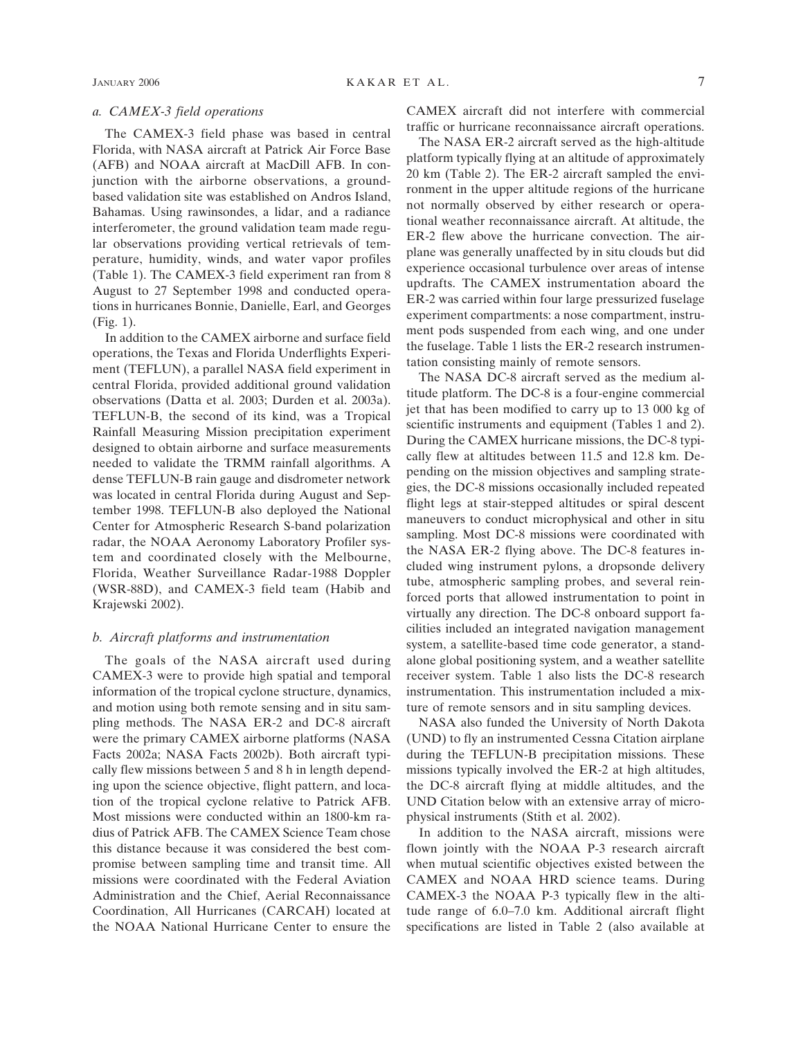### a. CAMEX-3 field operations

The CAMEX-3 field phase was based in central Florida, with NASA aircraft at Patrick Air Force Base (AFB) and NOAA aircraft at MacDill AFB. In conjunction with the airborne observations, a ground-based validation site was established on Andros Island, Bahamas. Using rawinsondes, a lidar, and a radiance interferometer, the ground validation team made regular observations providing vertical retrievals of temperature, humidity, winds, and water vapor profiles (Table 1). The CAMEX-3 field experiment ran from 8 August to 27 September 1998 and conducted operations in hurricanes Bonnie, Danielle, Earl, and Georges (Fig. 1).

In addition to the CAMEX airborne and surface field operations, the Texas and Florida Underflights Experiment (TEFLUN), a parallel NASA field experiment in central Florida, provided additional ground validation observations (Datta et al. 2003; Durden et al. 2003a). TEFLUN-B, the second of its kind, was a Tropical Rainfall Measuring Mission precipitation experiment designed to obtain airborne and surface measurements needed to validate the TRMM rainfall algorithms. A dense TEFLUN-B rain gauge and disdrometer network was located in central Florida during August and September 1998. TEFLUN-B also deployed the National Center for Atmospheric Research S-band polarization radar, the NOAA Aeronomy Laboratory Profiler system and coordinated closely with the Melbourne, Florida, Weather Surveillance Radar-1988 Doppler (WSR-88D), and CAMEX-3 field team (Habib and Krajewski 2002).

### b. Aircraft platforms and instrumentation

The goals of the NASA aircraft used during CAMEX-3 were to provide high spatial and temporal information of the tropical cyclone structure, dynamics, and motion using both remote sensing and in situ sampling methods. The NASA ER-2 and DC-8 aircraft were the primary CAMEX airborne platforms (NASA Facts 2002a; NASA Facts 2002b). Both aircraft typically flew missions between 5 and 8 h in length depending upon the science objective, flight pattern, and location of the tropical cyclone relative to Patrick AFB. Most missions were conducted within an 1800-km radius of Patrick AFB. The CAMEX Science Team chose this distance because it was considered the best compromise between sampling time and transit time. All missions were coordinated with the Federal Aviation Administration and the Chief, Aerial Reconnaissance Coordination, All Hurricanes (CARCAH) located at the NOAA National Hurricane Center to ensure the CAMEX aircraft did not interfere with commercial traffic or hurricane reconnaissance aircraft operations.

The NASA ER-2 aircraft served as the high-altitude platform typically flying at an altitude of approximately 20 km (Table 2). The ER-2 aircraft sampled the environment in the upper altitude regions of the hurricane not normally observed by either research or operational weather reconnaissance aircraft. At altitude, the ER-2 flew above the hurricane convection. The airplane was generally unaffected by in situ clouds but did experience occasional turbulence over areas of intense updrafts. The CAMEX instrumentation aboard the ER-2 was carried within four large pressurized fuselage experiment compartments: a nose compartment, instrument pods suspended from each wing, and one under the fuselage. Table 1 lists the ER-2 research instrumentation consisting mainly of remote sensors.

The NASA DC-8 aircraft served as the medium altitude platform. The DC-8 is a four-engine commercial jet that has been modified to carry up to 13 000 kg of scientific instruments and equipment (Tables 1 and 2). During the CAMEX hurricane missions, the DC-8 typically flew at altitudes between 11.5 and 12.8 km. Depending on the mission objectives and sampling strategies, the DC-8 missions occasionally included repeated flight legs at stair-stepped altitudes or spiral descent maneuvers to conduct microphysical and other in situ sampling. Most DC-8 missions were coordinated with the NASA ER-2 flying above. The DC-8 features included wing instrument pylons, a dropsonde delivery tube, atmospheric sampling probes, and several reinforced ports that allowed instrumentation to point in virtually any direction. The DC-8 onboard support facilities included an integrated navigation management system, a satellite-based time code generator, a standalone global positioning system, and a weather satellite receiver system. Table 1 also lists the DC-8 research instrumentation. This instrumentation included a mixture of remote sensors and in situ sampling devices.

NASA also funded the University of North Dakota (UND) to fly an instrumented Cessna Citation airplane during the TEFLUN-B precipitation missions. These missions typically involved the ER-2 at high altitudes, the DC-8 aircraft flying at middle altitudes, and the UND Citation below with an extensive array of microphysical instruments (Stith et al. 2002).

In addition to the NASA aircraft, missions were flown jointly with the NOAA P-3 research aircraft when mutual scientific objectives existed between the CAMEX and NOAA HRD science teams. During CAMEX-3 the NOAA P-3 typically flew in the altitude range of 6.0–7.0 km. Additional aircraft flight specifications are listed in Table 2 (also available at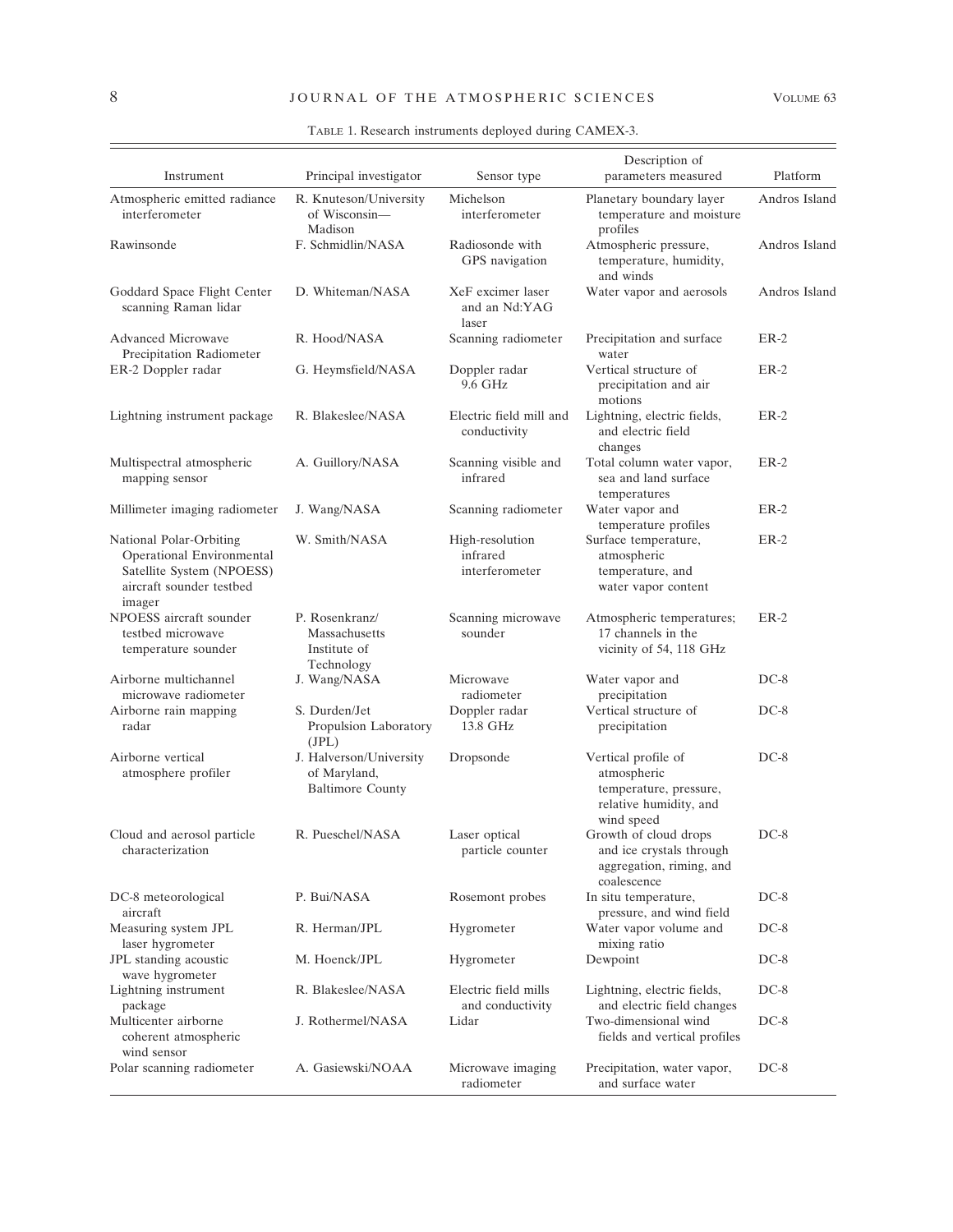TABLE 1. Research instruments deployed during CAMEX-3.

| Instrument | Principal investigator | Sensor type | Description of parameters measured | Platform |
|---|---|---|---|---|
| Atmospheric emitted radiance interferometer | R. Knuteson/University of Wisconsin—Madison | Michelson interferometer | Planetary boundary layer temperature and moisture profiles | Andros Island |
| Rawinsonde | F. Schmidlin/NASA | Radiosonde with GPS navigation | Atmospheric pressure, temperature, humidity, and winds | Andros Island |
| Goddard Space Flight Center scanning Raman lidar | D. Whiteman/NASA | XeF excimer laser and an Nd:YAG laser | Water vapor and aerosols | Andros Island |
| Advanced Microwave Precipitation Radiometer | R. Hood/NASA | Scanning radiometer | Precipitation and surface water | ER-2 |
| ER-2 Doppler radar | G. Heymsfield/NASA | Doppler radar 9.6 GHz | Vertical structure of precipitation and air motions | ER-2 |
| Lightning instrument package | R. Blakeslee/NASA | Electric field mill and conductivity | Lightning, electric fields, and electric field changes | ER-2 |
| Multispectral atmospheric mapping sensor | A. Guillory/NASA | Scanning visible and infrared | Total column water vapor, sea and land surface temperatures | ER-2 |
| Millimeter imaging radiometer | J. Wang/NASA | Scanning radiometer | Water vapor and temperature profiles | ER-2 |
| National Polar-Orbiting Operational Environmental Satellite System (NPOESS) aircraft sounder testbed imager | W. Smith/NASA | High-resolution infrared interferometer | Surface temperature, atmospheric temperature, and water vapor content | ER-2 |
| NPOESS aircraft sounder testbed microwave temperature sounder | P. Rosenkranz/Massachusetts Institute of Technology | Scanning microwave sounder | Atmospheric temperatures; 17 channels in the vicinity of 54, 118 GHz | ER-2 |
| Airborne multichannel microwave radiometer | J. Wang/NASA | Microwave radiometer | Water vapor and precipitation | DC-8 |
| Airborne rain mapping radar | S. Durden/Jet Propulsion Laboratory (JPL) | Doppler radar 13.8 GHz | Vertical structure of precipitation | DC-8 |
| Airborne vertical atmosphere profiler | J. Halverson/University of Maryland, Baltimore County | Dropsonde | Vertical profile of atmospheric temperature, pressure, relative humidity, and wind speed | DC-8 |
| Cloud and aerosol particle characterization | R. Pueschel/NASA | Laser optical particle counter | Growth of cloud drops and ice crystals through aggregation, riming, and coalescence | DC-8 |
| DC-8 meteorological aircraft | P. Bui/NASA | Rosemont probes | In situ temperature, pressure, and wind field | DC-8 |
| Measuring system JPL laser hygrometer | R. Herman/JPL | Hygrometer | Water vapor volume and mixing ratio | DC-8 |
| JPL standing acoustic wave hygrometer | M. Hoenck/JPL | Hygrometer | Dewpoint | DC-8 |
| Lightning instrument package | R. Blakeslee/NASA | Electric field mills and conductivity | Lightning, electric fields, and electric field changes | DC-8 |
| Multicenter airborne coherent atmospheric wind sensor | J. Rothermel/NASA | Lidar | Two-dimensional wind fields and vertical profiles | DC-8 |
| Polar scanning radiometer | A. Gasiewski/NOAA | Microwave imaging radiometer | Precipitation, water vapor, and surface water | DC-8 |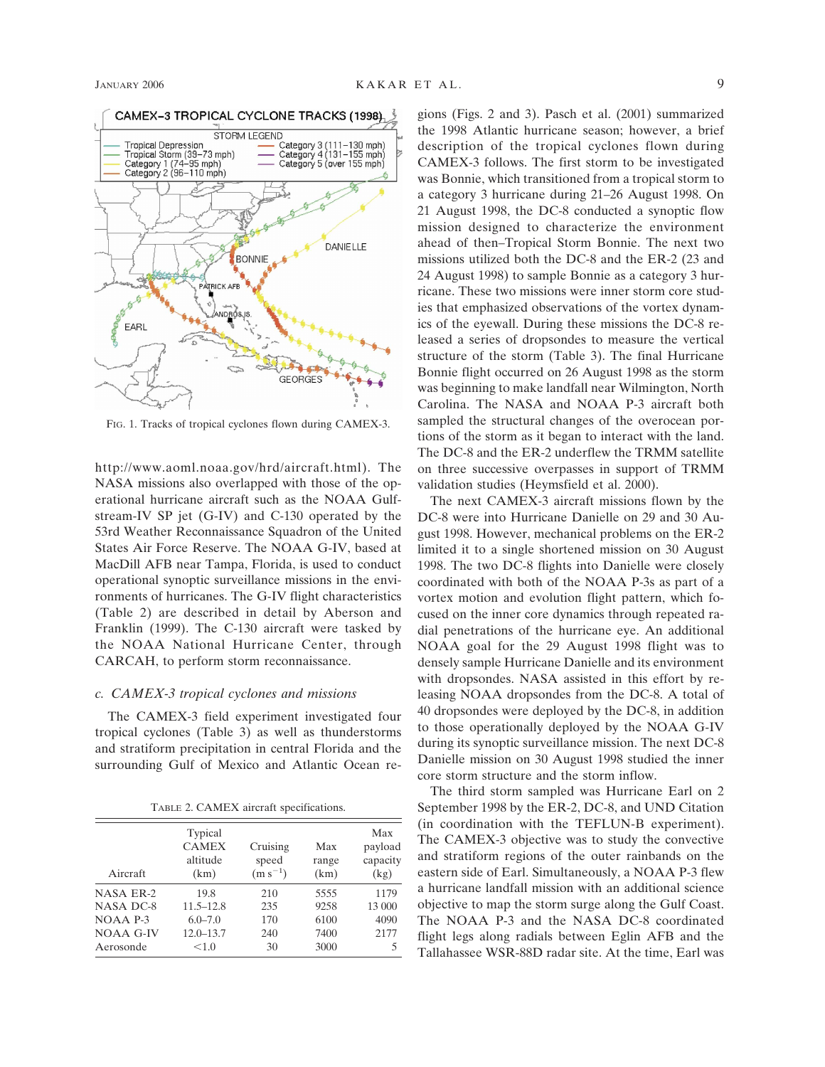FIG. 1. Tracks of tropical cyclones flown during CAMEX-3.

http://www.aoml.noaa.gov/hrd/aircraft.html). The NASA missions also overlapped with those of the operational hurricane aircraft such as the NOAA Gulfstream-IV SP jet (G-IV) and C-130 operated by the 53rd Weather Reconnaissance Squadron of the United States Air Force Reserve. The NOAA G-IV, based at MacDill AFB near Tampa, Florida, is used to conduct operational synoptic surveillance missions in the environments of hurricanes. The G-IV flight characteristics (Table 2) are described in detail by Aberson and Franklin (1999). The C-130 aircraft were tasked by the NOAA National Hurricane Center, through CARCAH, to perform storm reconnaissance.

### c. *CAMEX-3 tropical cyclones and missions*

The CAMEX-3 field experiment investigated four tropical cyclones (Table 3) as well as thunderstorms and stratiform precipitation in central Florida and the surrounding Gulf of Mexico and Atlantic Ocean regions (Figs. 2 and 3). Pasch et al. (2001) summarized the 1998 Atlantic hurricane season; however, a brief description of the tropical cyclones flown during CAMEX-3 follows. The first storm to be investigated was Bonnie, which transitioned from a tropical storm to a category 3 hurricane during 21–26 August 1998. On 21 August 1998, the DC-8 conducted a synoptic flow mission designed to characterize the environment ahead of then–Tropical Storm Bonnie. The next two missions utilized both the DC-8 and the ER-2 (23 and 24 August 1998) to sample Bonnie as a category 3 hurricane. These two missions were inner storm core studies that emphasized observations of the vortex dynamics of the eyewall. During these missions the DC-8 released a series of dropsondes to measure the vertical structure of the storm (Table 3). The final Hurricane Bonnie flight occurred on 26 August 1998 as the storm was beginning to make landfall near Wilmington, North Carolina. The NASA and NOAA P-3 aircraft both sampled the structural changes of the overocean portions of the storm as it began to interact with the land. The DC-8 and the ER-2 underflew the TRMM satellite on three successive overpasses in support of TRMM validation studies (Heymsfield et al. 2000).

The next CAMEX-3 aircraft missions flown by the DC-8 were into Hurricane Danielle on 29 and 30 August 1998. However, mechanical problems on the ER-2 limited it to a single shortened mission on 30 August 1998. The two DC-8 flights into Danielle were closely coordinated with both of the NOAA P-3s as part of a vortex motion and evolution flight pattern, which focused on the inner core dynamics through repeated radial penetrations of the hurricane eye. An additional NOAA goal for the 29 August 1998 flight was to densely sample Hurricane Danielle and its environment with dropsondes. NASA assisted in this effort by releasing NOAA dropsondes from the DC-8. A total of 40 dropsondes were deployed by the DC-8, in addition to those operationally deployed by the NOAA G-IV during its synoptic surveillance mission. The next DC-8 Danielle mission on 30 August 1998 studied the inner core storm structure and the storm inflow.

The third storm sampled was Hurricane Earl on 2 September 1998 by the ER-2, DC-8, and UND Citation (in coordination with the TEFLUN-B experiment). The CAMEX-3 objective was to study the convective and stratiform regions of the outer rainbands on the eastern side of Earl. Simultaneously, a NOAA P-3 flew a hurricane landfall mission with an additional science objective to map the storm surge along the Gulf Coast. The NOAA P-3 and the NASA DC-8 coordinated flight legs along radials between Eglin AFB and the Tallahassee WSR-88D radar site. At the time, Earl was

TABLE 2. CAMEX aircraft specifications.

| Aircraft | Typical CAMEX altitude (km) | Cruising speed (m s$^{-1}$) | Max range (km) | Max payload capacity (kg) |
|---|---|---|---|---|
| NASA ER-2 | 19.8 | 210 | 5555 | 1179 |
| NASA DC-8 | 11.5–12.8 | 235 | 9258 | 13 000 |
| NOAA P-3 | 6.0–7.0 | 170 | 6100 | 4090 |
| NOAA G-IV | 12.0–13.7 | 240 | 7400 | 2177 |
| Aerosonde | <1.0 | 30 | 3000 | 5 |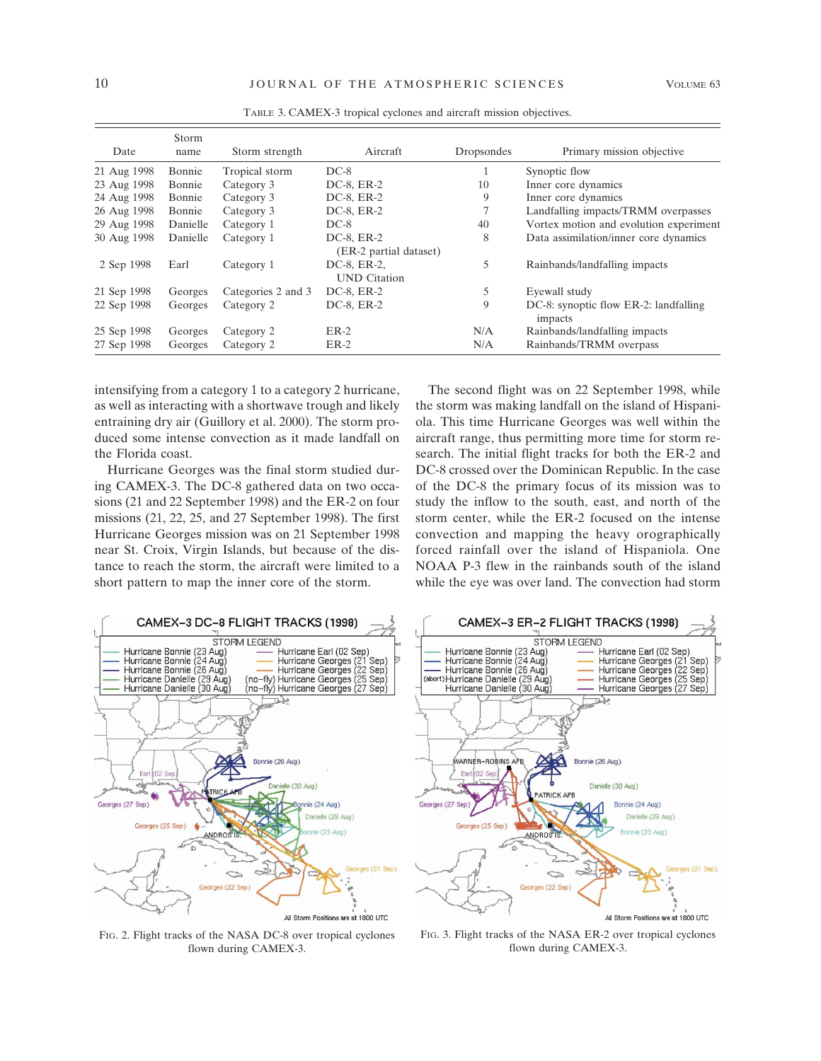TABLE 3. CAMEX-3 tropical cyclones and aircraft mission objectives.

| Date | Storm name | Storm strength | Aircraft | Dropsondes | Primary mission objective |
|---|---|---|---|---|---|
| 21 Aug 1998 | Bonnie | Tropical storm | DC-8 | 1 | Synoptic flow |
| 23 Aug 1998 | Bonnie | Category 3 | DC-8, ER-2 | 10 | Inner core dynamics |
| 24 Aug 1998 | Bonnie | Category 3 | DC-8, ER-2 | 9 | Inner core dynamics |
| 26 Aug 1998 | Bonnie | Category 3 | DC-8, ER-2 | 7 | Landfalling impacts/TRMM overpasses |
| 29 Aug 1998 | Danielle | Category 1 | DC-8 | 40 | Vortex motion and evolution experiment |
| 30 Aug 1998 | Danielle | Category 1 | DC-8, ER-2 (ER-2 partial dataset) | 8 | Data assimilation/inner core dynamics |
| 2 Sep 1998 | Earl | Category 1 | DC-8, ER-2, UND Citation | 5 | Rainbands/landfalling impacts |
| 21 Sep 1998 | Georges | Categories 2 and 3 | DC-8, ER-2 | 5 | Eyewall study |
| 22 Sep 1998 | Georges | Category 2 | DC-8, ER-2 | 9 | DC-8: synoptic flow ER-2: landfalling impacts |
| 25 Sep 1998 | Georges | Category 2 | ER-2 | N/A | Rainbands/landfalling impacts |
| 27 Sep 1998 | Georges | Category 2 | ER-2 | N/A | Rainbands/TRMM overpass |

intensifying from a category 1 to a category 2 hurricane, as well as interacting with a shortwave trough and likely entraining dry air (Guillory et al. 2000). The storm produced some intense convection as it made landfall on the Florida coast.

Hurricane Georges was the final storm studied during CAMEX-3. The DC-8 gathered data on two occasions (21 and 22 September 1998) and the ER-2 on four missions (21, 22, 25, and 27 September 1998). The first Hurricane Georges mission was on 21 September 1998 near St. Croix, Virgin Islands, but because of the distance to reach the storm, the aircraft were limited to a short pattern to map the inner core of the storm.

The second flight was on 22 September 1998, while the storm was making landfall on the island of Hispaniola. This time Hurricane Georges was well within the aircraft range, thus permitting more time for storm research. The initial flight tracks for both the ER-2 and DC-8 crossed over the Dominican Republic. In the case of the DC-8 the primary focus of its mission was to study the inflow to the south, east, and north of the storm center, while the ER-2 focused on the intense convection and mapping the heavy orographically forced rainfall over the island of Hispaniola. One NOAA P-3 flew in the rainbands south of the island while the eye was over land. The convection had storm

FIG. 2. Flight tracks of the NASA DC-8 over tropical cyclones flown during CAMEX-3.

FIG. 3. Flight tracks of the NASA ER-2 over tropical cyclones flown during CAMEX-3.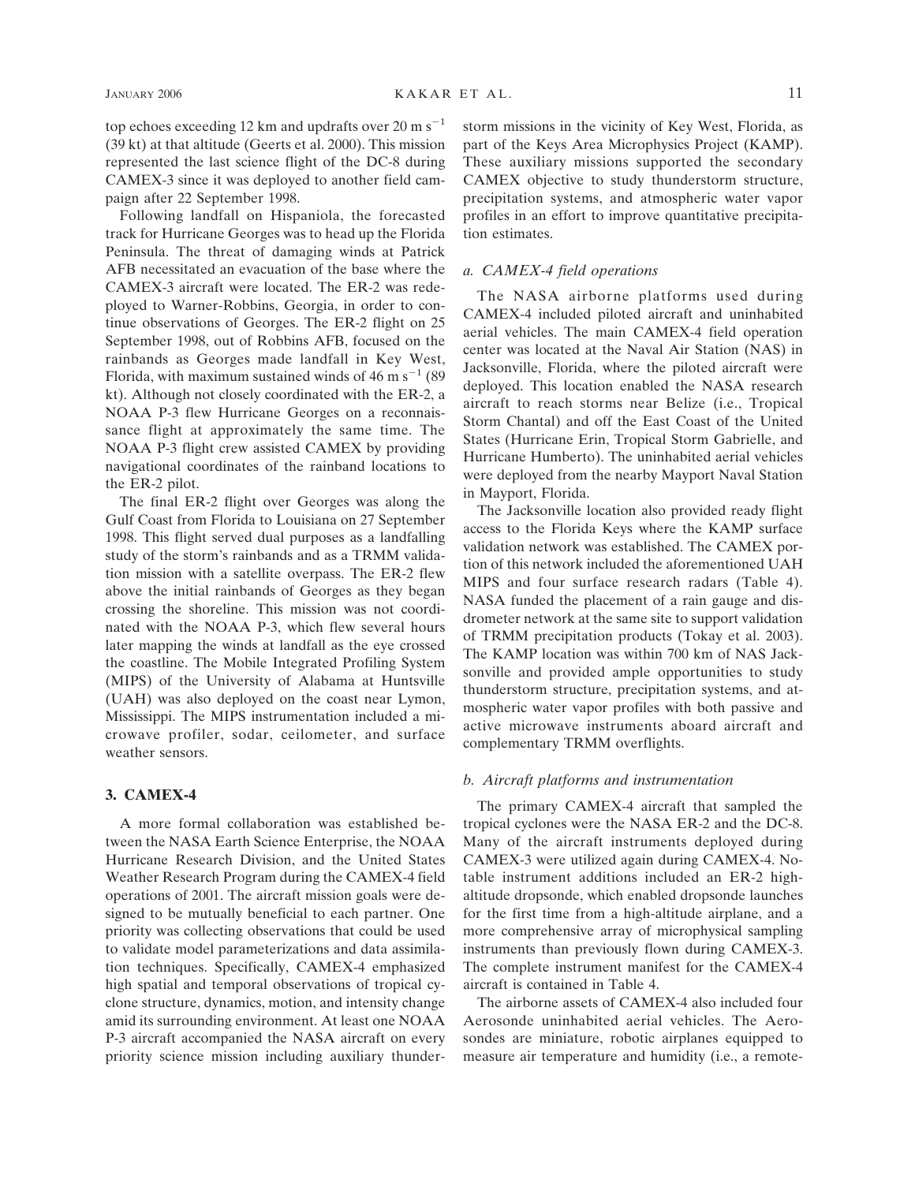top echoes exceeding 12 km and updrafts over 20 m $s^{-1}$ (39 kt) at that altitude (Geerts et al. 2000). This mission represented the last science flight of the DC-8 during CAMEX-3 since it was deployed to another field campaign after 22 September 1998.

Following landfall on Hispaniola, the forecasted track for Hurricane Georges was to head up the Florida Peninsula. The threat of damaging winds at Patrick AFB necessitated an evacuation of the base where the CAMEX-3 aircraft were located. The ER-2 was redeployed to Warner-Robbins, Georgia, in order to continue observations of Georges. The ER-2 flight on 25 September 1998, out of Robbins AFB, focused on the rainbands as Georges made landfall in Key West, Florida, with maximum sustained winds of 46 m $s^{-1}$ (89 kt). Although not closely coordinated with the ER-2, a NOAA P-3 flew Hurricane Georges on a reconnaissance flight at approximately the same time. The NOAA P-3 flight crew assisted CAMEX by providing navigational coordinates of the rainband locations to the ER-2 pilot.

The final ER-2 flight over Georges was along the Gulf Coast from Florida to Louisiana on 27 September 1998. This flight served dual purposes as a landfalling study of the storm's rainbands and as a TRMM validation mission with a satellite overpass. The ER-2 flew above the initial rainbands of Georges as they began crossing the shoreline. This mission was not coordinated with the NOAA P-3, which flew several hours later mapping the winds at landfall as the eye crossed the coastline. The Mobile Integrated Profiling System (MIPS) of the University of Alabama at Huntsville (UAH) was also deployed on the coast near Lymon, Mississippi. The MIPS instrumentation included a microwave profiler, sodar, ceilometer, and surface weather sensors.

## 3. CAMEX-4

A more formal collaboration was established between the NASA Earth Science Enterprise, the NOAA Hurricane Research Division, and the United States Weather Research Program during the CAMEX-4 field operations of 2001. The aircraft mission goals were designed to be mutually beneficial to each partner. One priority was collecting observations that could be used to validate model parameterizations and data assimilation techniques. Specifically, CAMEX-4 emphasized high spatial and temporal observations of tropical cyclone structure, dynamics, motion, and intensity change amid its surrounding environment. At least one NOAA P-3 aircraft accompanied the NASA aircraft on every priority science mission including auxiliary thunderstorm missions in the vicinity of Key West, Florida, as part of the Keys Area Microphysics Project (KAMP). These auxiliary missions supported the secondary CAMEX objective to study thunderstorm structure, precipitation systems, and atmospheric water vapor profiles in an effort to improve quantitative precipitation estimates.

### *a. CAMEX-4 field operations*

The NASA airborne platforms used during CAMEX-4 included piloted aircraft and uninhabited aerial vehicles. The main CAMEX-4 field operation center was located at the Naval Air Station (NAS) in Jacksonville, Florida, where the piloted aircraft were deployed. This location enabled the NASA research aircraft to reach storms near Belize (i.e., Tropical Storm Chantal) and off the East Coast of the United States (Hurricane Erin, Tropical Storm Gabrielle, and Hurricane Humberto). The uninhabited aerial vehicles were deployed from the nearby Mayport Naval Station in Mayport, Florida.

The Jacksonville location also provided ready flight access to the Florida Keys where the KAMP surface validation network was established. The CAMEX portion of this network included the aforementioned UAH MIPS and four surface research radars (Table 4). NASA funded the placement of a rain gauge and disdrometer network at the same site to support validation of TRMM precipitation products (Tokay et al. 2003). The KAMP location was within 700 km of NAS Jacksonville and provided ample opportunities to study thunderstorm structure, precipitation systems, and atmospheric water vapor profiles with both passive and active microwave instruments aboard aircraft and complementary TRMM overflights.

### *b. Aircraft platforms and instrumentation*

The primary CAMEX-4 aircraft that sampled the tropical cyclones were the NASA ER-2 and the DC-8. Many of the aircraft instruments deployed during CAMEX-3 were utilized again during CAMEX-4. Notable instrument additions included an ER-2 high-altitude dropsonde, which enabled dropsonde launches for the first time from a high-altitude airplane, and a more comprehensive array of microphysical sampling instruments than previously flown during CAMEX-3. The complete instrument manifest for the CAMEX-4 aircraft is contained in Table 4.

The airborne assets of CAMEX-4 also included four Aerosonde uninhabited aerial vehicles. The Aerosondes are miniature, robotic airplanes equipped to measure air temperature and humidity (i.e., a remote-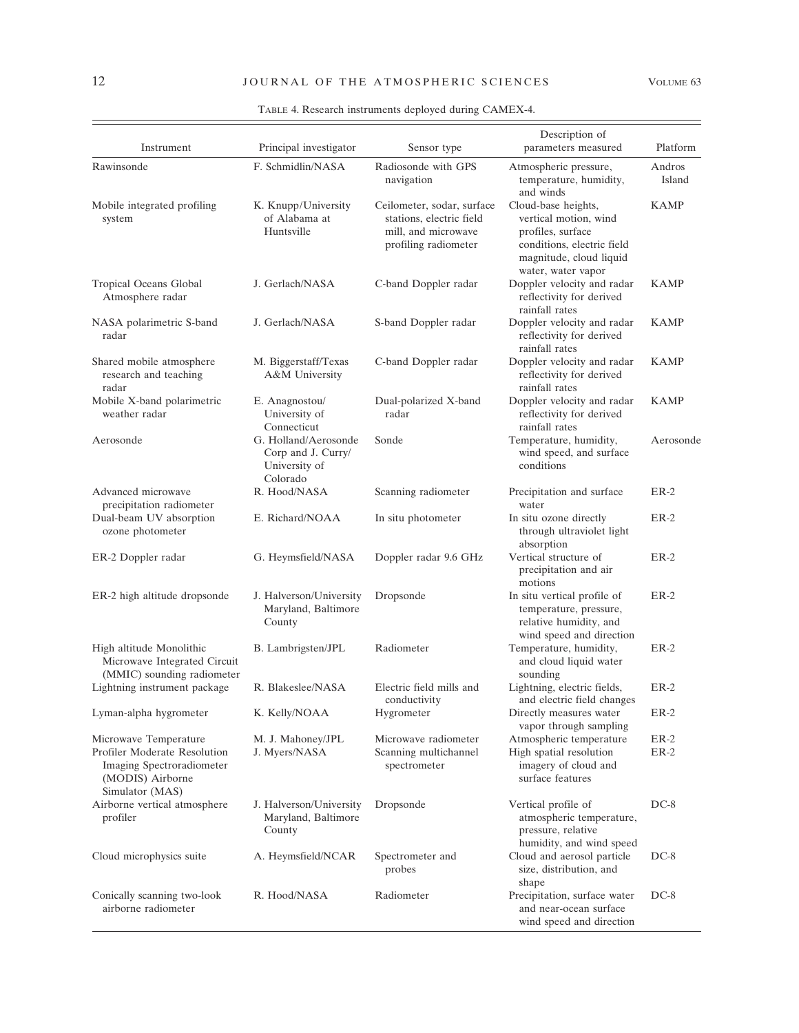TABLE 4. Research instruments deployed during CAMEX-4.

| Instrument | Principal investigator | Sensor type | Description of parameters measured | Platform |
|---|---|---|---|---|
| Rawinsonde | F. Schmidlin/NASA | Radiosonde with GPS navigation | Atmospheric pressure, temperature, humidity, and winds | Andros Island |
| Mobile integrated profiling system | K. Knupp/University of Alabama at Huntsville | Ceilometer, sodar, surface stations, electric field mill, and microwave profiling radiometer | Cloud-base heights, vertical motion, wind profiles, surface conditions, electric field magnitude, cloud liquid water, water vapor | KAMP |
| Tropical Oceans Global Atmosphere radar | J. Gerlach/NASA | C-band Doppler radar | Doppler velocity and radar reflectivity for derived rainfall rates | KAMP |
| NASA polarimetric S-band radar | J. Gerlach/NASA | S-band Doppler radar | Doppler velocity and radar reflectivity for derived rainfall rates | KAMP |
| Shared mobile atmosphere research and teaching radar | M. Biggerstaff/Texas A&M University | C-band Doppler radar | Doppler velocity and radar reflectivity for derived rainfall rates | KAMP |
| Mobile X-band polarimetric weather radar | E. Anagnostou/University of Connecticut | Dual-polarized X-band radar | Doppler velocity and radar reflectivity for derived rainfall rates | KAMP |
| Aerosonde | G. Holland/Aerosonde Corp and J. Curry/University of Colorado | Sonde | Temperature, humidity, wind speed, and surface conditions | Aerosonde |
| Advanced microwave precipitation radiometer | R. Hood/NASA | Scanning radiometer | Precipitation and surface water | ER-2 |
| Dual-beam UV absorption ozone photometer | E. Richard/NOAA | In situ photometer | In situ ozone directly through ultraviolet light absorption | ER-2 |
| ER-2 Doppler radar | G. Heymsfield/NASA | Doppler radar 9.6 GHz | Vertical structure of precipitation and air motions | ER-2 |
| ER-2 high altitude dropsonde | J. Halverson/University Maryland, Baltimore County | Dropsonde | In situ vertical profile of temperature, pressure, relative humidity, and wind speed and direction | ER-2 |
| High altitude Monolithic Microwave Integrated Circuit (MMIC) sounding radiometer | B. Lambrigsten/JPL | Radiometer | Temperature, humidity, and cloud liquid water sounding | ER-2 |
| Lightning instrument package | R. Blakeslee/NASA | Electric field mills and conductivity | Lightning, electric fields, and electric field changes | ER-2 |
| Lyman-alpha hygrometer | K. Kelly/NOAA | Hygrometer | Directly measures water vapor through sampling | ER-2 |
| Microwave Temperature Profiler | M. J. Mahoney/JPL | Microwave radiometer | Atmospheric temperature | ER-2 |
| Moderate Resolution Imaging Spectroradiometer (MODIS) Airborne Simulator (MAS) | J. Myers/NASA | Scanning multichannel spectrometer | High spatial resolution imagery of cloud and surface features | ER-2 |
| Airborne vertical atmosphere profiler | J. Halverson/University Maryland, Baltimore County | Dropsonde | Vertical profile of atmospheric temperature, pressure, relative humidity, and wind speed | DC-8 |
| Cloud microphysics suite | A. Heymsfield/NCAR | Spectrometer and probes | Cloud and aerosol particle size, distribution, and shape | DC-8 |
| Conically scanning two-look airborne radiometer | R. Hood/NASA | Radiometer | Precipitation, surface water and near-ocean surface wind speed and direction | DC-8 |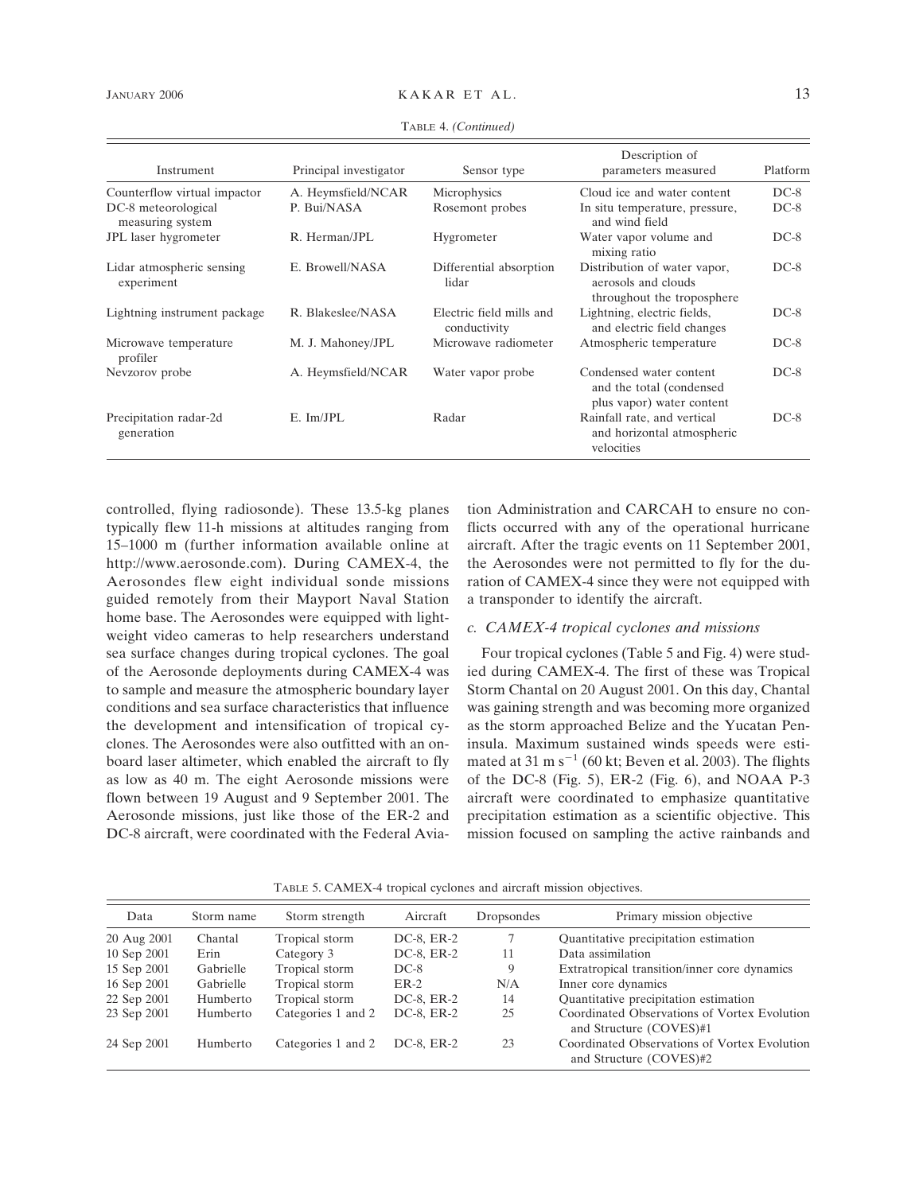TABLE 4. *(Continued)*

| Instrument | Principal investigator | Sensor type | Description of parameters measured | Platform |
|---|---|---|---|---|
| Counterflow virtual impactor | A. Heymsfield/NCAR | Microphysics | Cloud ice and water content | DC-8 |
| DC-8 meteorological measuring system | P. Bui/NASA | Rosemont probes | In situ temperature, pressure, and wind field | DC-8 |
| JPL laser hygrometer | R. Herman/JPL | Hygrometer | Water vapor volume and mixing ratio | DC-8 |
| Lidar atmospheric sensing experiment | E. Browell/NASA | Differential absorption lidar | Distribution of water vapor, aerosols and clouds throughout the troposphere | DC-8 |
| Lightning instrument package | R. Blakeslee/NASA | Electric field mills and conductivity | Lightning, electric fields, and electric field changes | DC-8 |
| Microwave temperature profiler | M. J. Mahoney/JPL | Microwave radiometer | Atmospheric temperature | DC-8 |
| Nevzorov probe | A. Heymsfield/NCAR | Water vapor probe | Condensed water content and the total (condensed plus vapor) water content | DC-8 |
| Precipitation radar-2d generation | E. Im/JPL | Radar | Rainfall rate, and vertical and horizontal atmospheric velocities | DC-8 |

controlled, flying radiosonde). These 13.5-kg planes typically flew 11-h missions at altitudes ranging from 15–1000 m (further information available online at http://www.aerosonde.com). During CAMEX-4, the Aerosondes flew eight individual sonde missions guided remotely from their Mayport Naval Station home base. The Aerosondes were equipped with lightweight video cameras to help researchers understand sea surface changes during tropical cyclones. The goal of the Aerosonde deployments during CAMEX-4 was to sample and measure the atmospheric boundary layer conditions and sea surface characteristics that influence the development and intensification of tropical cyclones. The Aerosondes were also outfitted with an onboard laser altimeter, which enabled the aircraft to fly as low as 40 m. The eight Aerosonde missions were flown between 19 August and 9 September 2001. The Aerosonde missions, just like those of the ER-2 and DC-8 aircraft, were coordinated with the Federal Aviation Administration and CARCAH to ensure no conflicts occurred with any of the operational hurricane aircraft. After the tragic events on 11 September 2001, the Aerosondes were not permitted to fly for the duration of CAMEX-4 since they were not equipped with a transponder to identify the aircraft.

### *c. CAMEX-4 tropical cyclones and missions*

Four tropical cyclones (Table 5 and Fig. 4) were studied during CAMEX-4. The first of these was Tropical Storm Chantal on 20 August 2001. On this day, Chantal was gaining strength and was becoming more organized as the storm approached Belize and the Yucatan Peninsula. Maximum sustained winds speeds were estimated at 31 m $s^{-1}$ (60 kt; Beven et al. 2003). The flights of the DC-8 (Fig. 5), ER-2 (Fig. 6), and NOAA P-3 aircraft were coordinated to emphasize quantitative precipitation estimation as a scientific objective. This mission focused on sampling the active rainbands and

TABLE 5. CAMEX-4 tropical cyclones and aircraft mission objectives.

| Data | Storm name | Storm strength | Aircraft | Dropsondes | Primary mission objective |
|---|---|---|---|---|---|
| 20 Aug 2001 | Chantal | Tropical storm | DC-8, ER-2 | 7 | Quantitative precipitation estimation |
| 10 Sep 2001 | Erin | Category 3 | DC-8, ER-2 | 11 | Data assimilation |
| 15 Sep 2001 | Gabrielle | Tropical storm | DC-8 | 9 | Extratropical transition/inner core dynamics |
| 16 Sep 2001 | Gabrielle | Tropical storm | ER-2 | N/A | Inner core dynamics |
| 22 Sep 2001 | Humberto | Tropical storm | DC-8, ER-2 | 14 | Quantitative precipitation estimation |
| 23 Sep 2001 | Humberto | Categories 1 and 2 | DC-8, ER-2 | 25 | Coordinated Observations of Vortex Evolution and Structure (COVES)#1 |
| 24 Sep 2001 | Humberto | Categories 1 and 2 | DC-8, ER-2 | 23 | Coordinated Observations of Vortex Evolution and Structure (COVES)#2 |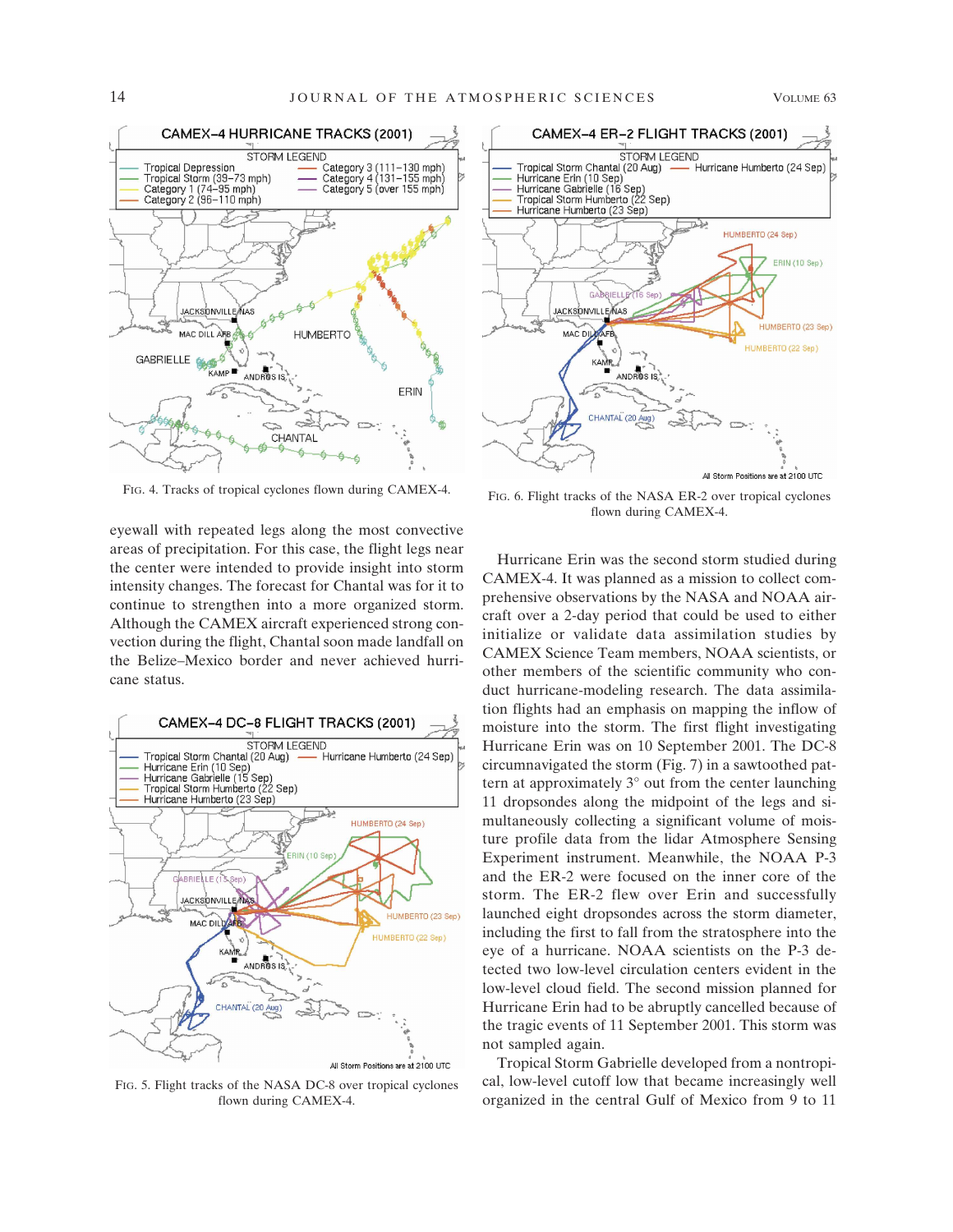FIG. 4. Tracks of tropical cyclones flown during CAMEX-4.

FIG. 6. Flight tracks of the NASA ER-2 over tropical cyclones flown during CAMEX-4.

eyewall with repeated legs along the most convective areas of precipitation. For this case, the flight legs near the center were intended to provide insight into storm intensity changes. The forecast for Chantal was for it to continue to strengthen into a more organized storm. Although the CAMEX aircraft experienced strong convection during the flight, Chantal soon made landfall on the Belize–Mexico border and never achieved hurricane status.

FIG. 5. Flight tracks of the NASA DC-8 over tropical cyclones flown during CAMEX-4.

Hurricane Erin was the second storm studied during CAMEX-4. It was planned as a mission to collect comprehensive observations by the NASA and NOAA aircraft over a 2-day period that could be used to either initialize or validate data assimilation studies by CAMEX Science Team members, NOAA scientists, or other members of the scientific community who conduct hurricane-modeling research. The data assimilation flights had an emphasis on mapping the inflow of moisture into the storm. The first flight investigating Hurricane Erin was on 10 September 2001. The DC-8 circumnavigated the storm (Fig. 7) in a sawtoothed pattern at approximately 3° out from the center launching 11 dropsondes along the midpoint of the legs and simultaneously collecting a significant volume of moisture profile data from the lidar Atmosphere Sensing Experiment instrument. Meanwhile, the NOAA P-3 and the ER-2 were focused on the inner core of the storm. The ER-2 flew over Erin and successfully launched eight dropsondes across the storm diameter, including the first to fall from the stratosphere into the eye of a hurricane. NOAA scientists on the P-3 detected two low-level circulation centers evident in the low-level cloud field. The second mission planned for Hurricane Erin had to be abruptly cancelled because of the tragic events of 11 September 2001. This storm was not sampled again.

Tropical Storm Gabrielle developed from a nontropical, low-level cutoff low that became increasingly well organized in the central Gulf of Mexico from 9 to 11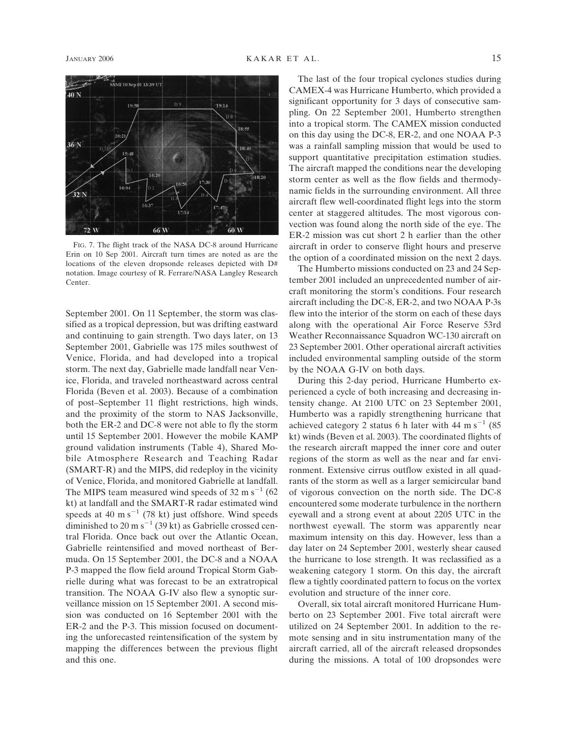FIG. 7. The flight track of the NASA DC-8 around Hurricane Erin on 10 Sep 2001. Aircraft turn times are noted as are the locations of the eleven dropsonde releases depicted with D# notation. Image courtesy of R. Ferrare/NASA Langley Research Center.

September 2001. On 11 September, the storm was classified as a tropical depression, but was drifting eastward and continuing to gain strength. Two days later, on 13 September 2001, Gabrielle was 175 miles southwest of Venice, Florida, and had developed into a tropical storm. The next day, Gabrielle made landfall near Venice, Florida, and traveled northeastward across central Florida (Beven et al. 2003). Because of a combination of post–September 11 flight restrictions, high winds, and the proximity of the storm to NAS Jacksonville, both the ER-2 and DC-8 were not able to fly the storm until 15 September 2001. However the mobile KAMP ground validation instruments (Table 4), Shared Mobile Atmosphere Research and Teaching Radar (SMART-R) and the MIPS, did redeploy in the vicinity of Venice, Florida, and monitored Gabrielle at landfall. The MIPS team measured wind speeds of 32 m $s^{-1}$ (62 kt) at landfall and the SMART-R radar estimated wind speeds at 40 m $s^{-1}$ (78 kt) just offshore. Wind speeds diminished to 20 m $s^{-1}$ (39 kt) as Gabrielle crossed central Florida. Once back out over the Atlantic Ocean, Gabrielle reintensified and moved northeast of Bermuda. On 15 September 2001, the DC-8 and a NOAA P-3 mapped the flow field around Tropical Storm Gabrielle during what was forecast to be an extratropical transition. The NOAA G-IV also flew a synoptic surveillance mission on 15 September 2001. A second mission was conducted on 16 September 2001 with the ER-2 and the P-3. This mission focused on documenting the unforecasted reintensification of the system by mapping the differences between the previous flight and this one.

The last of the four tropical cyclones studies during CAMEX-4 was Hurricane Humberto, which provided a significant opportunity for 3 days of consecutive sampling. On 22 September 2001, Humberto strengthen into a tropical storm. The CAMEX mission conducted on this day using the DC-8, ER-2, and one NOAA P-3 was a rainfall sampling mission that would be used to support quantitative precipitation estimation studies. The aircraft mapped the conditions near the developing storm center as well as the flow fields and thermodynamic fields in the surrounding environment. All three aircraft flew well-coordinated flight legs into the storm center at staggered altitudes. The most vigorous convection was found along the north side of the eye. The ER-2 mission was cut short 2 h earlier than the other aircraft in order to conserve flight hours and preserve the option of a coordinated mission on the next 2 days.

The Humberto missions conducted on 23 and 24 September 2001 included an unprecedented number of aircraft monitoring the storm's conditions. Four research aircraft including the DC-8, ER-2, and two NOAA P-3s flew into the interior of the storm on each of these days along with the operational Air Force Reserve 53rd Weather Reconnaissance Squadron WC-130 aircraft on 23 September 2001. Other operational aircraft activities included environmental sampling outside of the storm by the NOAA G-IV on both days.

During this 2-day period, Hurricane Humberto experienced a cycle of both increasing and decreasing intensity change. At 2100 UTC on 23 September 2001, Humberto was a rapidly strengthening hurricane that achieved category 2 status 6 h later with 44 m $s^{-1}$ (85 kt) winds (Beven et al. 2003). The coordinated flights of the research aircraft mapped the inner core and outer regions of the storm as well as the near and far environment. Extensive cirrus outflow existed in all quadrants of the storm as well as a larger semicircular band of vigorous convection on the north side. The DC-8 encountered some moderate turbulence in the northern eyewall and a strong event at about 2205 UTC in the northwest eyewall. The storm was apparently near maximum intensity on this day. However, less than a day later on 24 September 2001, westerly shear caused the hurricane to lose strength. It was reclassified as a weakening category 1 storm. On this day, the aircraft flew a tightly coordinated pattern to focus on the vortex evolution and structure of the inner core.

Overall, six total aircraft monitored Hurricane Humberto on 23 September 2001. Five total aircraft were utilized on 24 September 2001. In addition to the remote sensing and in situ instrumentation many of the aircraft carried, all of the aircraft released dropsondes during the missions. A total of 100 dropsondes were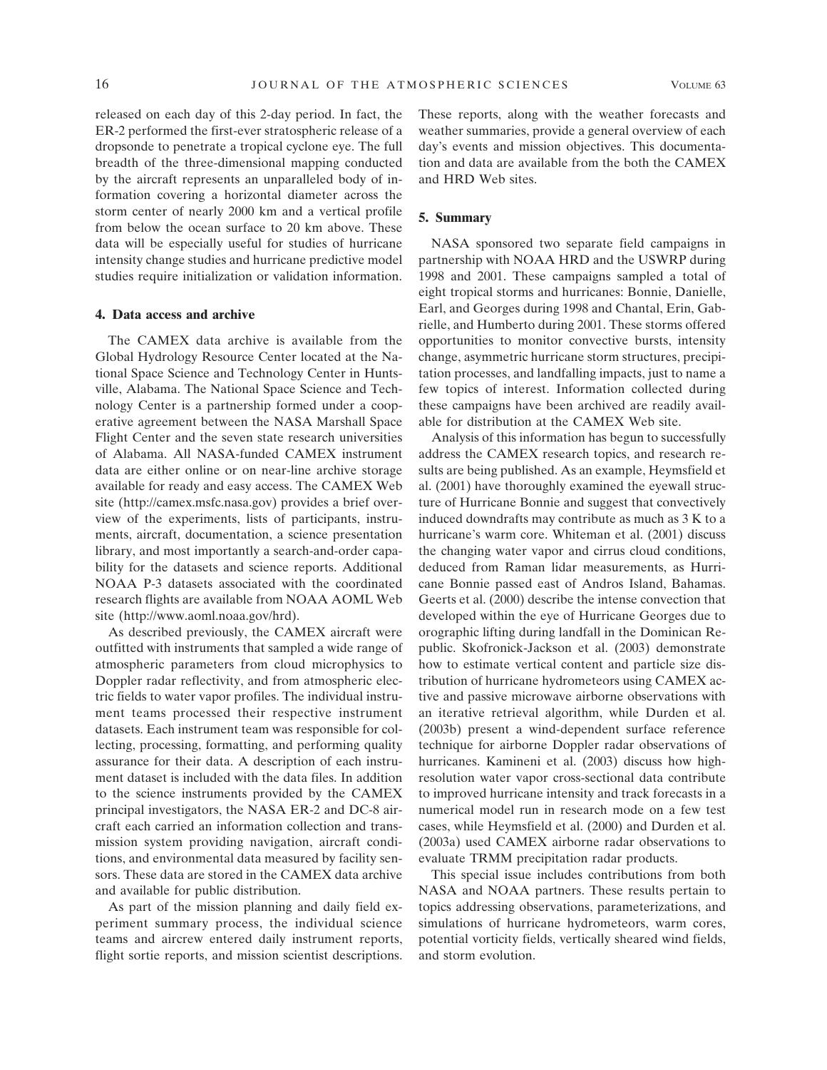released on each day of this 2-day period. In fact, the ER-2 performed the first-ever stratospheric release of a dropsonde to penetrate a tropical cyclone eye. The full breadth of the three-dimensional mapping conducted by the aircraft represents an unparalleled body of information covering a horizontal diameter across the storm center of nearly 2000 km and a vertical profile from below the ocean surface to 20 km above. These data will be especially useful for studies of hurricane intensity change studies and hurricane predictive model studies require initialization or validation information.

## 4. Data access and archive

The CAMEX data archive is available from the Global Hydrology Resource Center located at the National Space Science and Technology Center in Huntsville, Alabama. The National Space Science and Technology Center is a partnership formed under a cooperative agreement between the NASA Marshall Space Flight Center and the seven state research universities of Alabama. All NASA-funded CAMEX instrument data are either online or on near-line archive storage available for ready and easy access. The CAMEX Web site (http://camex.msfc.nasa.gov) provides a brief overview of the experiments, lists of participants, instruments, aircraft, documentation, a science presentation library, and most importantly a search-and-order capability for the datasets and science reports. Additional NOAA P-3 datasets associated with the coordinated research flights are available from NOAA AOML Web site (http://www.aoml.noaa.gov/hrd).

As described previously, the CAMEX aircraft were outfitted with instruments that sampled a wide range of atmospheric parameters from cloud microphysics to Doppler radar reflectivity, and from atmospheric electric fields to water vapor profiles. The individual instrument teams processed their respective instrument datasets. Each instrument team was responsible for collecting, processing, formatting, and performing quality assurance for their data. A description of each instrument dataset is included with the data files. In addition to the science instruments provided by the CAMEX principal investigators, the NASA ER-2 and DC-8 aircraft each carried an information collection and transmission system providing navigation, aircraft conditions, and environmental data measured by facility sensors. These data are stored in the CAMEX data archive and available for public distribution.

As part of the mission planning and daily field experiment summary process, the individual science teams and aircrew entered daily instrument reports, flight sortie reports, and mission scientist descriptions. These reports, along with the weather forecasts and weather summaries, provide a general overview of each day's events and mission objectives. This documentation and data are available from the both the CAMEX and HRD Web sites.

## 5. Summary

NASA sponsored two separate field campaigns in partnership with NOAA HRD and the USWRP during 1998 and 2001. These campaigns sampled a total of eight tropical storms and hurricanes: Bonnie, Danielle, Earl, and Georges during 1998 and Chantal, Erin, Gabrielle, and Humberto during 2001. These storms offered opportunities to monitor convective bursts, intensity change, asymmetric hurricane storm structures, precipitation processes, and landfalling impacts, just to name a few topics of interest. Information collected during these campaigns have been archived are readily available for distribution at the CAMEX Web site.

Analysis of this information has begun to successfully address the CAMEX research topics, and research results are being published. As an example, Heymsfield et al. (2001) have thoroughly examined the eyewall structure of Hurricane Bonnie and suggest that convectively induced downdrafts may contribute as much as 3 K to a hurricane's warm core. Whiteman et al. (2001) discuss the changing water vapor and cirrus cloud conditions, deduced from Raman lidar measurements, as Hurricane Bonnie passed east of Andros Island, Bahamas. Geerts et al. (2000) describe the intense convection that developed within the eye of Hurricane Georges due to orographic lifting during landfall in the Dominican Republic. Skofronick-Jackson et al. (2003) demonstrate how to estimate vertical content and particle size distribution of hurricane hydrometeors using CAMEX active and passive microwave airborne observations with an iterative retrieval algorithm, while Durden et al. (2003b) present a wind-dependent surface reference technique for airborne Doppler radar observations of hurricanes. Kamineni et al. (2003) discuss how high-resolution water vapor cross-sectional data contribute to improved hurricane intensity and track forecasts in a numerical model run in research mode on a few test cases, while Heymsfield et al. (2000) and Durden et al. (2003a) used CAMEX airborne radar observations to evaluate TRMM precipitation radar products.

This special issue includes contributions from both NASA and NOAA partners. These results pertain to topics addressing observations, parameterizations, and simulations of hurricane hydrometeors, warm cores, potential vorticity fields, vertically sheared wind fields, and storm evolution.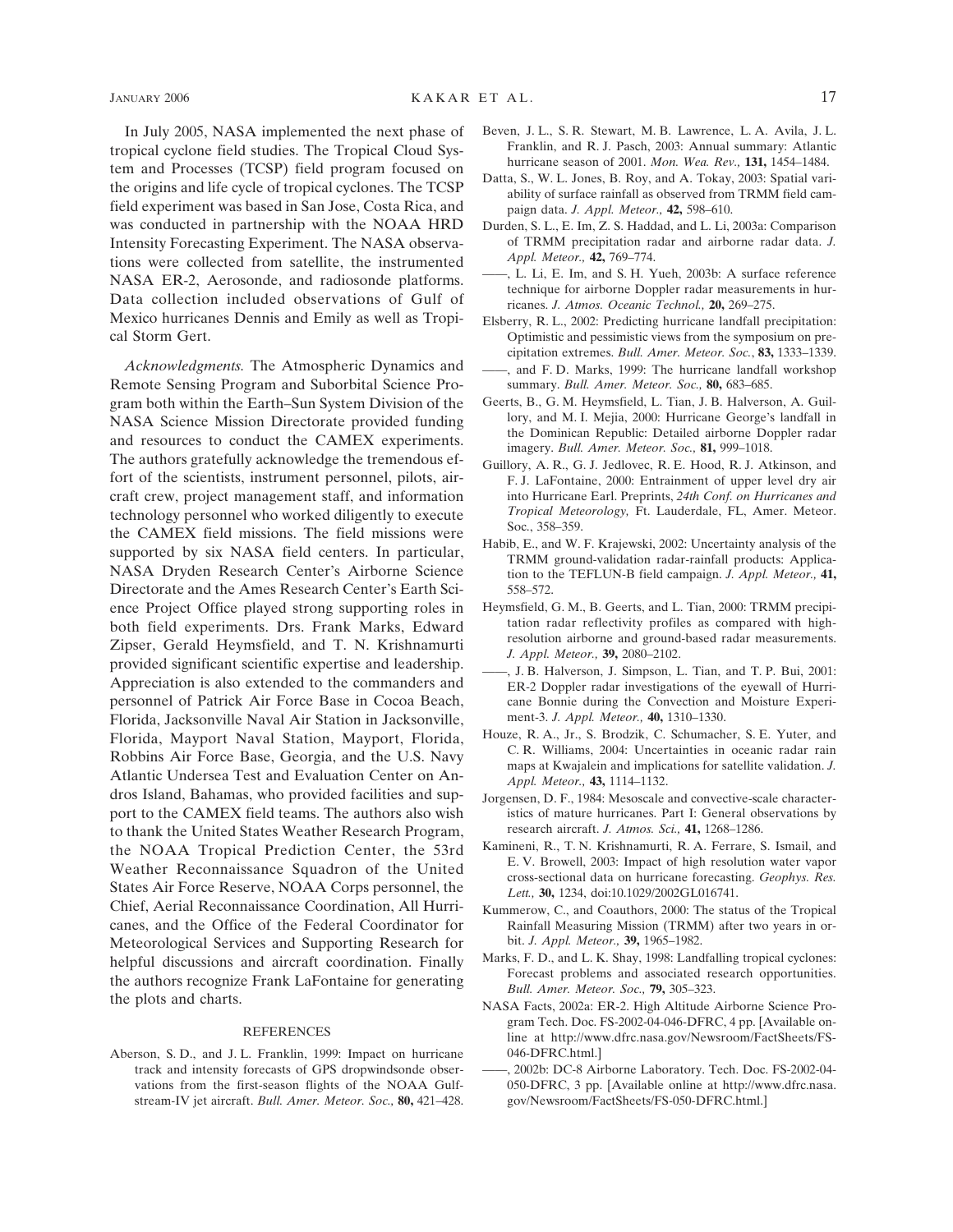In July 2005, NASA implemented the next phase of tropical cyclone field studies. The Tropical Cloud System and Processes (TCSP) field program focused on the origins and life cycle of tropical cyclones. The TCSP field experiment was based in San Jose, Costa Rica, and was conducted in partnership with the NOAA HRD Intensity Forecasting Experiment. The NASA observations were collected from satellite, the instrumented NASA ER-2, Aerosonde, and radiosonde platforms. Data collection included observations of Gulf of Mexico hurricanes Dennis and Emily as well as Tropical Storm Gert.

*Acknowledgments.* The Atmospheric Dynamics and Remote Sensing Program and Suborbital Science Program both within the Earth–Sun System Division of the NASA Science Mission Directorate provided funding and resources to conduct the CAMEX experiments. The authors gratefully acknowledge the tremendous effort of the scientists, instrument personnel, pilots, aircraft crew, project management staff, and information technology personnel who worked diligently to execute the CAMEX field missions. The field missions were supported by six NASA field centers. In particular, NASA Dryden Research Center's Airborne Science Directorate and the Ames Research Center's Earth Science Project Office played strong supporting roles in both field experiments. Drs. Frank Marks, Edward Zipser, Gerald Heymsfield, and T. N. Krishnamurti provided significant scientific expertise and leadership. Appreciation is also extended to the commanders and personnel of Patrick Air Force Base in Cocoa Beach, Florida, Jacksonville Naval Air Station in Jacksonville, Florida, Mayport Naval Station, Mayport, Florida, Robbins Air Force Base, Georgia, and the U.S. Navy Atlantic Undersea Test and Evaluation Center on Andros Island, Bahamas, who provided facilities and support to the CAMEX field teams. The authors also wish to thank the United States Weather Research Program, the NOAA Tropical Prediction Center, the 53rd Weather Reconnaissance Squadron of the United States Air Force Reserve, NOAA Corps personnel, the Chief, Aerial Reconnaissance Coordination, All Hurricanes, and the Office of the Federal Coordinator for Meteorological Services and Supporting Research for helpful discussions and aircraft coordination. Finally the authors recognize Frank LaFontaine for generating the plots and charts.

## REFERENCES

Aberson, S. D., and J. L. Franklin, 1999: Impact on hurricane track and intensity forecasts of GPS dropwindsonde observations from the first-season flights of the NOAA Gulfstream-IV jet aircraft. *Bull. Amer. Meteor. Soc.,* **80,** 421–428.

Beven, J. L., S. R. Stewart, M. B. Lawrence, L. A. Avila, J. L. Franklin, and R. J. Pasch, 2003: Annual summary: Atlantic hurricane season of 2001. *Mon. Wea. Rev.,* **131,** 1454–1484.

Datta, S., W. L. Jones, B. Roy, and A. Tokay, 2003: Spatial variability of surface rainfall as observed from TRMM field campaign data. *J. Appl. Meteor.,* **42,** 598–610.

Durden, S. L., E. Im, Z. S. Haddad, and L. Li, 2003a: Comparison of TRMM precipitation radar and airborne radar data. *J. Appl. Meteor.,* **42,** 769–774.

——, L. Li, E. Im, and S. H. Yueh, 2003b: A surface reference technique for airborne Doppler radar measurements in hurricanes. *J. Atmos. Oceanic Technol.,* **20,** 269–275.

Elsberry, R. L., 2002: Predicting hurricane landfall precipitation: Optimistic and pessimistic views from the symposium on precipitation extremes. *Bull. Amer. Meteor. Soc.*, **83,** 1333–1339.

——, and F. D. Marks, 1999: The hurricane landfall workshop summary. *Bull. Amer. Meteor. Soc.,* **80,** 683–685.

Geerts, B., G. M. Heymsfield, L. Tian, J. B. Halverson, A. Guillory, and M. I. Mejia, 2000: Hurricane George's landfall in the Dominican Republic: Detailed airborne Doppler radar imagery. *Bull. Amer. Meteor. Soc.,* **81,** 999–1018.

Guillory, A. R., G. J. Jedlovec, R. E. Hood, R. J. Atkinson, and F. J. LaFontaine, 2000: Entrainment of upper level dry air into Hurricane Earl. Preprints, *24th Conf. on Hurricanes and Tropical Meteorology,* Ft. Lauderdale, FL, Amer. Meteor. Soc., 358–359.

Habib, E., and W. F. Krajewski, 2002: Uncertainty analysis of the TRMM ground-validation radar-rainfall products: Application to the TEFLUN-B field campaign. *J. Appl. Meteor.,* **41,** 558–572.

Heymsfield, G. M., B. Geerts, and L. Tian, 2000: TRMM precipitation radar reflectivity profiles as compared with high-resolution airborne and ground-based radar measurements. *J. Appl. Meteor.,* **39,** 2080–2102.

——, J. B. Halverson, J. Simpson, L. Tian, and T. P. Bui, 2001: ER-2 Doppler radar investigations of the eyewall of Hurricane Bonnie during the Convection and Moisture Experiment-3. *J. Appl. Meteor.,* **40,** 1310–1330.

Houze, R. A., Jr., S. Brodzik, C. Schumacher, S. E. Yuter, and C. R. Williams, 2004: Uncertainties in oceanic radar rain maps at Kwajalein and implications for satellite validation. *J. Appl. Meteor.,* **43,** 1114–1132.

Jorgensen, D. F., 1984: Mesoscale and convective-scale characteristics of mature hurricanes. Part I: General observations by research aircraft. *J. Atmos. Sci.,* **41,** 1268–1286.

Kamineni, R., T. N. Krishnamurti, R. A. Ferrare, S. Ismail, and E. V. Browell, 2003: Impact of high resolution water vapor cross-sectional data on hurricane forecasting. *Geophys. Res. Lett.,* **30,** 1234, doi:10.1029/2002GL016741.

Kummerow, C., and Coauthors, 2000: The status of the Tropical Rainfall Measuring Mission (TRMM) after two years in orbit. *J. Appl. Meteor.,* **39,** 1965–1982.

Marks, F. D., and L. K. Shay, 1998: Landfalling tropical cyclones: Forecast problems and associated research opportunities. *Bull. Amer. Meteor. Soc.,* **79,** 305–323.

NASA Facts, 2002a: ER-2. High Altitude Airborne Science Program Tech. Doc. FS-2002-04-046-DFRC, 4 pp. [Available online at http://www.dfrc.nasa.gov/Newsroom/FactSheets/FS-046-DFRC.html.]

——, 2002b: DC-8 Airborne Laboratory. Tech. Doc. FS-2002-04-050-DFRC, 3 pp. [Available online at http://www.dfrc.nasa.gov/Newsroom/FactSheets/FS-050-DFRC.html.]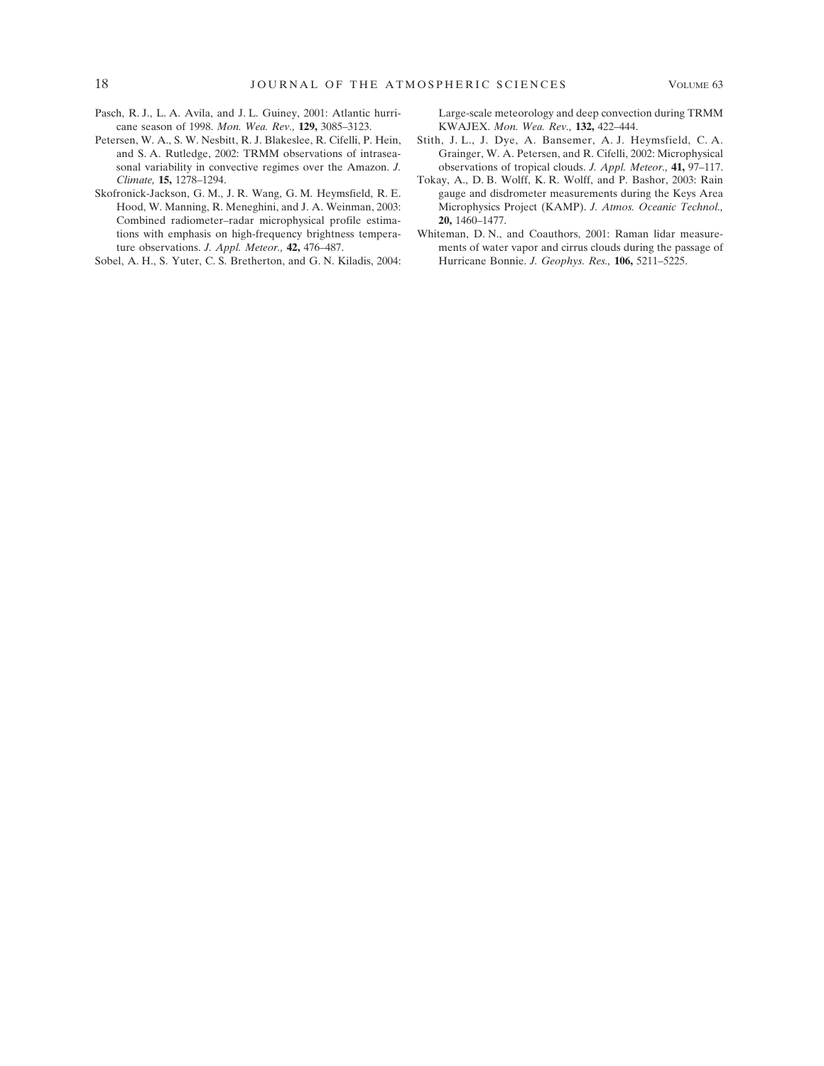Pasch, R. J., L. A. Avila, and J. L. Guiney, 2001: Atlantic hurricane season of 1998. *Mon. Wea. Rev.,* **129,** 3085–3123.

Petersen, W. A., S. W. Nesbitt, R. J. Blakeslee, R. Cifelli, P. Hein, and S. A. Rutledge, 2002: TRMM observations of intraseasonal variability in convective regimes over the Amazon. *J. Climate,* **15,** 1278–1294.

Skofronick-Jackson, G. M., J. R. Wang, G. M. Heymsfield, R. E. Hood, W. Manning, R. Meneghini, and J. A. Weinman, 2003: Combined radiometer–radar microphysical profile estimations with emphasis on high-frequency brightness temperature observations. *J. Appl. Meteor.,* **42,** 476–487.

Sobel, A. H., S. Yuter, C. S. Bretherton, and G. N. Kiladis, 2004: Large-scale meteorology and deep convection during TRMM KWAJEX. *Mon. Wea. Rev.,* **132,** 422–444.

Stith, J. L., J. Dye, A. Bansemer, A. J. Heymsfield, C. A. Grainger, W. A. Petersen, and R. Cifelli, 2002: Microphysical observations of tropical clouds. *J. Appl. Meteor.,* **41,** 97–117.

Tokay, A., D. B. Wolff, K. R. Wolff, and P. Bashor, 2003: Rain gauge and disdrometer measurements during the Keys Area Microphysics Project (KAMP). *J. Atmos. Oceanic Technol.,* **20,** 1460–1477.

Whiteman, D. N., and Coauthors, 2001: Raman lidar measurements of water vapor and cirrus clouds during the passage of Hurricane Bonnie. *J. Geophys. Res.,* **106,** 5211–5225.